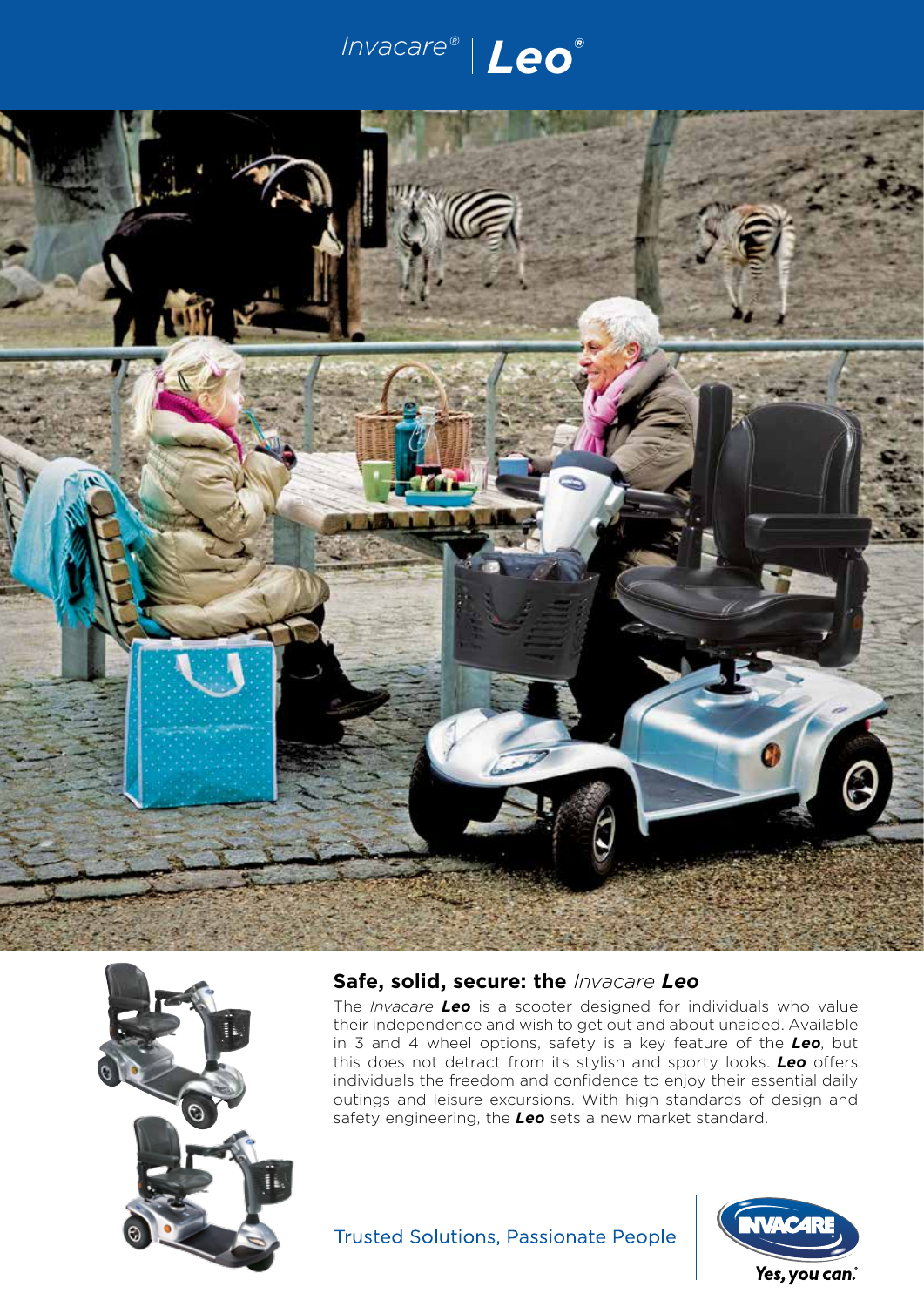# *Invacare®* | ***Leo®***

## Safe, solid, secure: the *Invacare* ***Leo***

The *Invacare* ***Leo*** is a scooter designed for individuals who value their independence and wish to get out and about unaided. Available in 3 and 4 wheel options, safety is a key feature of the ***Leo***, but this does not detract from its stylish and sporty looks. ***Leo*** offers individuals the freedom and confidence to enjoy their essential daily outings and leisure excursions. With high standards of design and safety engineering, the ***Leo*** sets a new market standard.

Trusted Solutions, Passionate People

INVACARE

Yes, you can.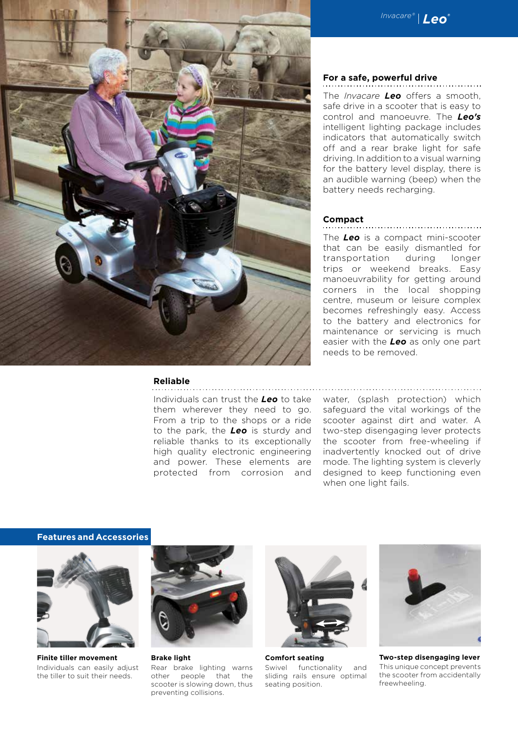## For a safe, powerful drive

The *Invacare* ***Leo*** offers a smooth, safe drive in a scooter that is easy to control and manoeuvre. The ***Leo's*** intelligent lighting package includes indicators that automatically switch off and a rear brake light for safe driving. In addition to a visual warning for the battery level display, there is an audible warning (beep) when the battery needs recharging.

## Compact

The ***Leo*** is a compact mini-scooter that can be easily dismantled for transportation during longer trips or weekend breaks. Easy manoeuvrability for getting around corners in the local shopping centre, museum or leisure complex becomes refreshingly easy. Access to the battery and electronics for maintenance or servicing is much easier with the ***Leo*** as only one part needs to be removed.

## Reliable

Individuals can trust the ***Leo*** to take them wherever they need to go. From a trip to the shops or a ride to the park, the ***Leo*** is sturdy and reliable thanks to its exceptionally high quality electronic engineering and power. These elements are protected from corrosion and water, (splash protection) which safeguard the vital workings of the scooter against dirt and water. A two-step disengaging lever protects the scooter from free-wheeling if inadvertently knocked out of drive mode. The lighting system is cleverly designed to keep functioning even when one light fails.

## Features and Accessories

**Finite tiller movement**
Individuals can easily adjust the tiller to suit their needs.

**Brake light**
Rear brake lighting warns other people that the scooter is slowing down, thus preventing collisions.

**Comfort seating**
Swivel functionality and sliding rails ensure optimal seating position.

**Two-step disengaging lever**
This unique concept prevents the scooter from accidentally freewheeling.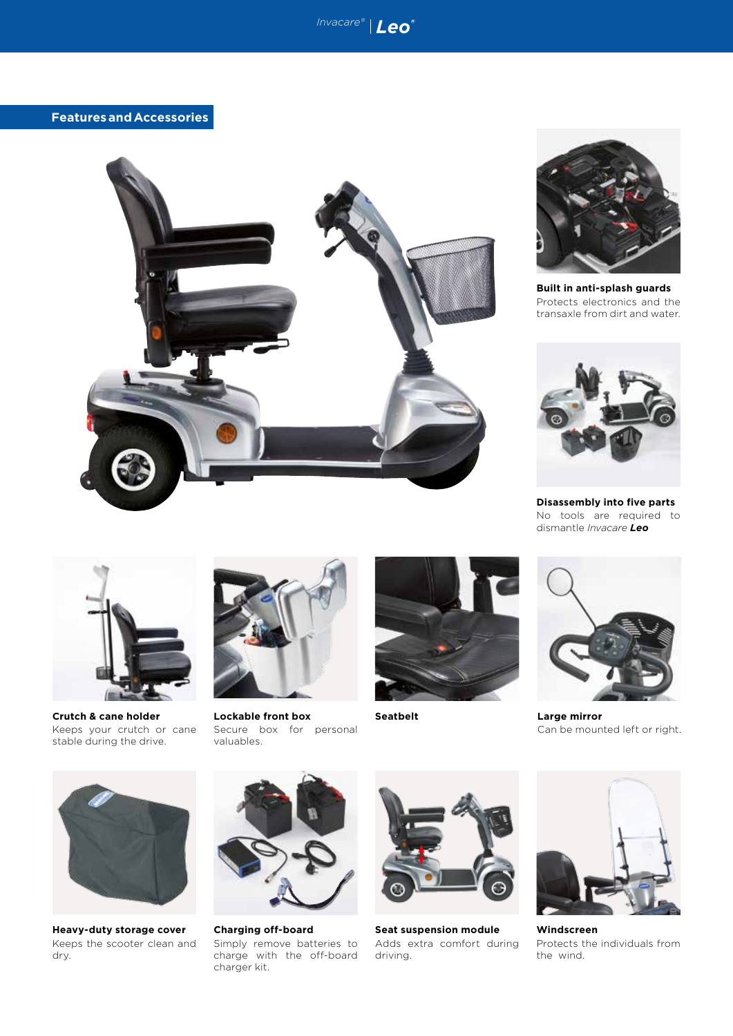## Features and Accessories

**Built in anti-splash guards**
Protects electronics and the transaxle from dirt and water.

**Disassembly into five parts**
No tools are required to dismantle *Invacare* ***Leo***

**Crutch & cane holder**
Keeps your crutch or cane stable during the drive.

**Lockable front box**
Secure box for personal valuables.

**Seatbelt**

**Large mirror**
Can be mounted left or right.

**Heavy-duty storage cover**
Keeps the scooter clean and dry.

**Charging off-board**
Simply remove batteries to charge with the off-board charger kit.

**Seat suspension module**
Adds extra comfort during driving.

**Windscreen**
Protects the individuals from the wind.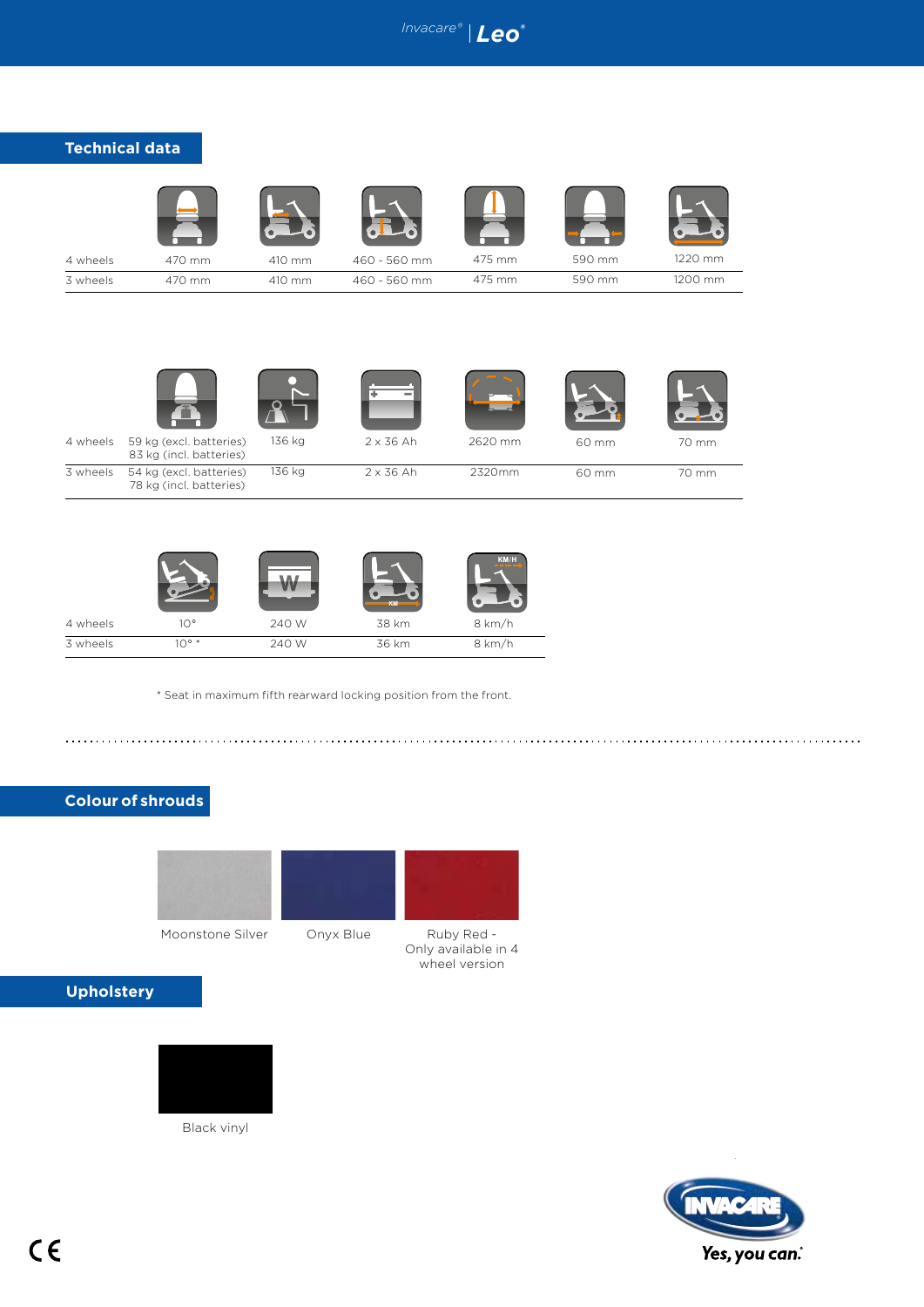## Technical data

| | | | | | | |
|---|---|---|---|---|---|---|
| 4 wheels | 470 mm | 410 mm | 460 - 560 mm | 475 mm | 590 mm | 1220 mm |
| 3 wheels | 470 mm | 410 mm | 460 - 560 mm | 475 mm | 590 mm | 1200 mm |

| | | | | | | |
|---|---|---|---|---|---|---|
| 4 wheels | 59 kg (excl. batteries) 83 kg (incl. batteries) | 136 kg | 2 x 36 Ah | 2620 mm | 60 mm | 70 mm |
| 3 wheels | 54 kg (excl. batteries) 78 kg (incl. batteries) | 136 kg | 2 x 36 Ah | 2320mm | 60 mm | 70 mm |

| | | | | |
|---|---|---|---|---|
| 4 wheels | 10° | 240 W | 38 km | 8 km/h |
| 3 wheels | 10° * | 240 W | 36 km | 8 km/h |

* Seat in maximum fifth rearward locking position from the front.

## Colour of shrouds

Moonstone Silver

Onyx Blue

Ruby Red - Only available in 4 wheel version

## Upholstery

Black vinyl

Yes, you can.